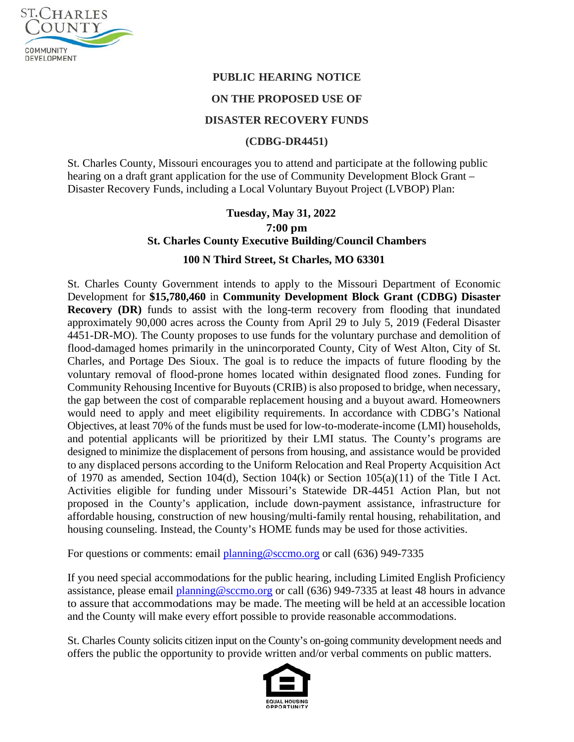ST. CHARLES COUNTY
COMMUNITY DEVELOPMENT

# PUBLIC HEARING NOTICE

# ON THE PROPOSED USE OF

# DISASTER RECOVERY FUNDS

# (CDBG-DR4451)

St. Charles County, Missouri encourages you to attend and participate at the following public hearing on a draft grant application for the use of Community Development Block Grant – Disaster Recovery Funds, including a Local Voluntary Buyout Project (LVBOP) Plan:

**Tuesday, May 31, 2022**
**7:00 pm**
**St. Charles County Executive Building/Council Chambers**
**100 N Third Street, St Charles, MO 63301**

St. Charles County Government intends to apply to the Missouri Department of Economic Development for **$15,780,460** in **Community Development Block Grant (CDBG) Disaster Recovery (DR)** funds to assist with the long-term recovery from flooding that inundated approximately 90,000 acres across the County from April 29 to July 5, 2019 (Federal Disaster 4451-DR-MO). The County proposes to use funds for the voluntary purchase and demolition of flood-damaged homes primarily in the unincorporated County, City of West Alton, City of St. Charles, and Portage Des Sioux. The goal is to reduce the impacts of future flooding by the voluntary removal of flood-prone homes located within designated flood zones. Funding for Community Rehousing Incentive for Buyouts (CRIB) is also proposed to bridge, when necessary, the gap between the cost of comparable replacement housing and a buyout award. Homeowners would need to apply and meet eligibility requirements. In accordance with CDBG's National Objectives, at least 70% of the funds must be used for low-to-moderate-income (LMI) households, and potential applicants will be prioritized by their LMI status. The County's programs are designed to minimize the displacement of persons from housing, and assistance would be provided to any displaced persons according to the Uniform Relocation and Real Property Acquisition Act of 1970 as amended, Section 104(d), Section 104(k) or Section 105(a)(11) of the Title I Act. Activities eligible for funding under Missouri's Statewide DR-4451 Action Plan, but not proposed in the County's application, include down-payment assistance, infrastructure for affordable housing, construction of new housing/multi-family rental housing, rehabilitation, and housing counseling. Instead, the County's HOME funds may be used for those activities.

For questions or comments: email planning@sccmo.org or call (636) 949-7335

If you need special accommodations for the public hearing, including Limited English Proficiency assistance, please email planning@sccmo.org or call (636) 949-7335 at least 48 hours in advance to assure that accommodations may be made. The meeting will be held at an accessible location and the County will make every effort possible to provide reasonable accommodations.

St. Charles County solicits citizen input on the County's on-going community development needs and offers the public the opportunity to provide written and/or verbal comments on public matters.

EQUAL HOUSING OPPORTUNITY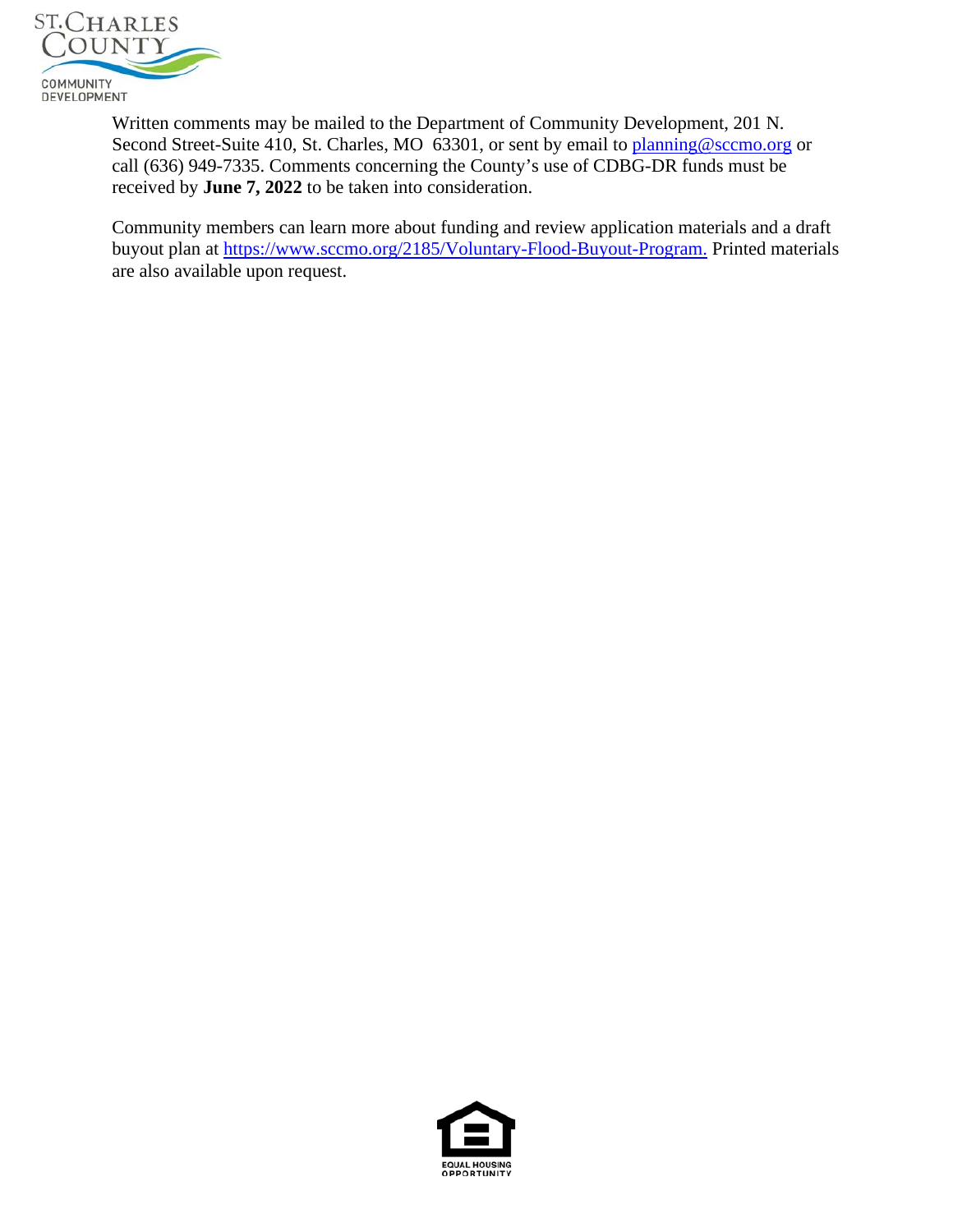Written comments may be mailed to the Department of Community Development, 201 N. Second Street-Suite 410, St. Charles, MO 63301, or sent by email to planning@sccmo.org or call (636) 949-7335. Comments concerning the County's use of CDBG-DR funds must be received by **June 7, 2022** to be taken into consideration.

Community members can learn more about funding and review application materials and a draft buyout plan at https://www.sccmo.org/2185/Voluntary-Flood-Buyout-Program. Printed materials are also available upon request.